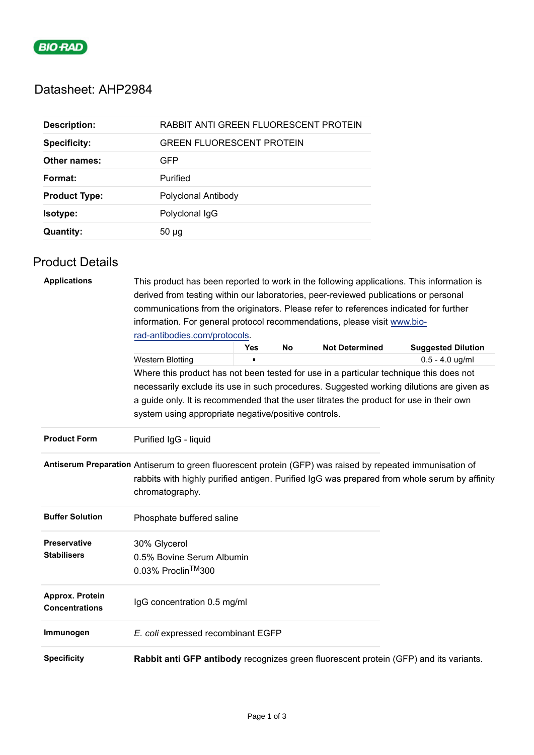BIO-RAD

# Datasheet: AHP2984

| | |
|---|---|
| **Description:** | RABBIT ANTI GREEN FLUORESCENT PROTEIN |
| **Specificity:** | GREEN FLUORESCENT PROTEIN |
| **Other names:** | GFP |
| **Format:** | Purified |
| **Product Type:** | Polyclonal Antibody |
| **Isotype:** | Polyclonal IgG |
| **Quantity:** | 50 µg |

## Product Details

**Applications**

This product has been reported to work in the following applications. This information is derived from testing within our laboratories, peer-reviewed publications or personal communications from the originators. Please refer to references indicated for further information. For general protocol recommendations, please visit [www.bio-rad-antibodies.com/protocols](www.bio-rad-antibodies.com/protocols).

| | Yes | No | Not Determined | Suggested Dilution |
|---|---|---|---|---|
| Western Blotting | ▪ | | | 0.5 - 4.0 ug/ml |

Where this product has not been tested for use in a particular technique this does not necessarily exclude its use in such procedures. Suggested working dilutions are given as a guide only. It is recommended that the user titrates the product for use in their own system using appropriate negative/positive controls.

**Product Form**

Purified IgG - liquid

**Antiserum Preparation**

Antiserum to green fluorescent protein (GFP) was raised by repeated immunisation of rabbits with highly purified antigen. Purified IgG was prepared from whole serum by affinity chromatography.

**Buffer Solution**

Phosphate buffered saline

**Preservative Stabilisers**

30% Glycerol
0.5% Bovine Serum Albumin
0.03% Proclin™300

**Approx. Protein Concentrations**

IgG concentration 0.5 mg/ml

**Immunogen**

*E. coli* expressed recombinant EGFP

**Specificity**

**Rabbit anti GFP antibody** recognizes green fluorescent protein (GFP) and its variants.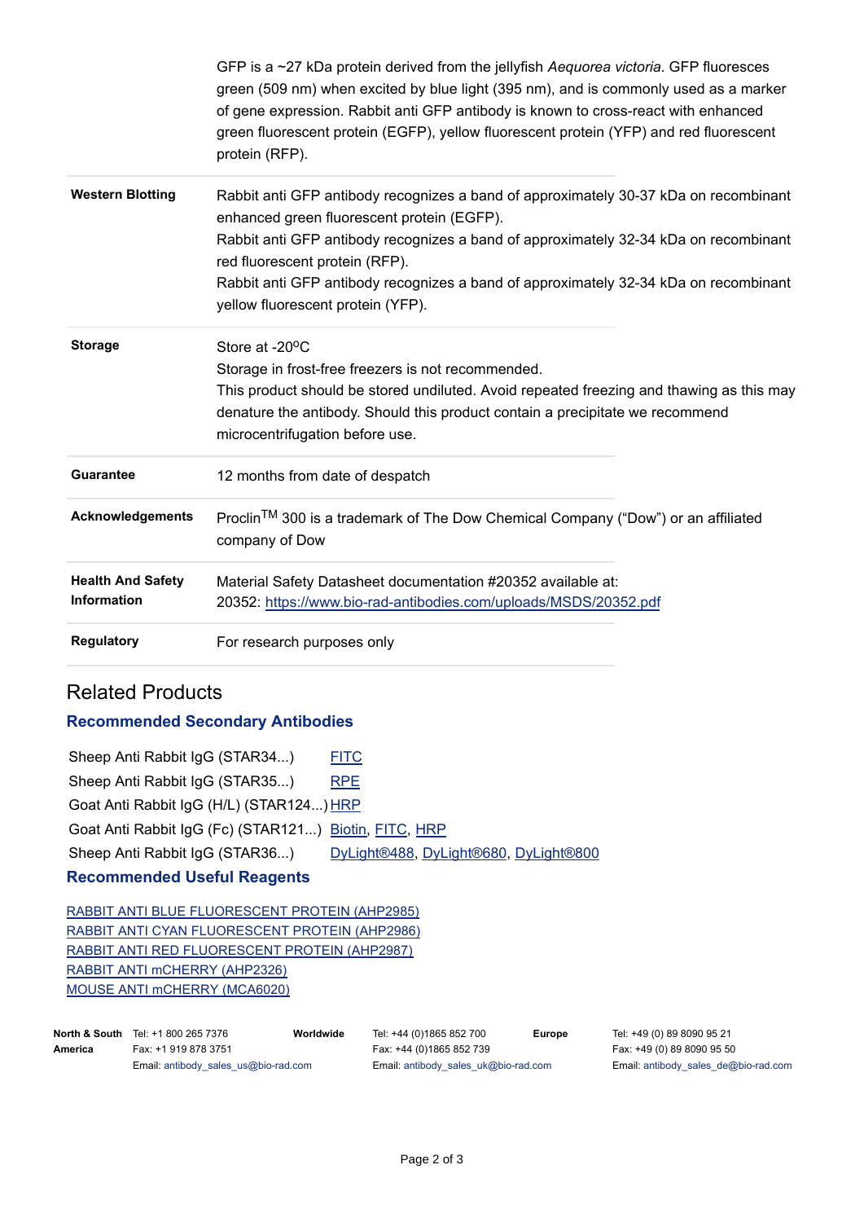| | |
|---|---|
| | GFP is a ~27 kDa protein derived from the jellyfish *Aequorea victoria*. GFP fluoresces green (509 nm) when excited by blue light (395 nm), and is commonly used as a marker of gene expression. Rabbit anti GFP antibody is known to cross-react with enhanced green fluorescent protein (EGFP), yellow fluorescent protein (YFP) and red fluorescent protein (RFP). |
| **Western Blotting** | Rabbit anti GFP antibody recognizes a band of approximately 30-37 kDa on recombinant enhanced green fluorescent protein (EGFP).<br>Rabbit anti GFP antibody recognizes a band of approximately 32-34 kDa on recombinant red fluorescent protein (RFP).<br>Rabbit anti GFP antibody recognizes a band of approximately 32-34 kDa on recombinant yellow fluorescent protein (YFP). |
| **Storage** | Store at -20°C<br>Storage in frost-free freezers is not recommended.<br>This product should be stored undiluted. Avoid repeated freezing and thawing as this may denature the antibody. Should this product contain a precipitate we recommend microcentrifugation before use. |
| **Guarantee** | 12 months from date of despatch |
| **Acknowledgements** | Proclin™ 300 is a trademark of The Dow Chemical Company ("Dow") or an affiliated company of Dow |
| **Health And Safety Information** | Material Safety Datasheet documentation #20352 available at:<br>20352: https://www.bio-rad-antibodies.com/uploads/MSDS/20352.pdf |
| **Regulatory** | For research purposes only |

## Related Products

### Recommended Secondary Antibodies

| | |
|---|---|
| Sheep Anti Rabbit IgG (STAR34...) | FITC |
| Sheep Anti Rabbit IgG (STAR35...) | RPE |
| Goat Anti Rabbit IgG (H/L) (STAR124...) | HRP |
| Goat Anti Rabbit IgG (Fc) (STAR121...) | Biotin, FITC, HRP |
| Sheep Anti Rabbit IgG (STAR36...) | DyLight®488, DyLight®680, DyLight®800 |

### Recommended Useful Reagents

RABBIT ANTI BLUE FLUORESCENT PROTEIN (AHP2985)
RABBIT ANTI CYAN FLUORESCENT PROTEIN (AHP2986)
RABBIT ANTI RED FLUORESCENT PROTEIN (AHP2987)
RABBIT ANTI mCHERRY (AHP2326)
MOUSE ANTI mCHERRY (MCA6020)

| | | | |
|---|---|---|---|
| **North & South America** | Tel: +1 800 265 7376<br>Fax: +1 919 878 3751<br>Email: antibody_sales_us@bio-rad.com | | |
| **Worldwide** | Tel: +44 (0)1865 852 700<br>Fax: +44 (0)1865 852 739<br>Email: antibody_sales_uk@bio-rad.com | | |
| **Europe** | Tel: +49 (0) 89 8090 95 21<br>Fax: +49 (0) 89 8090 95 50<br>Email: antibody_sales_de@bio-rad.com | | |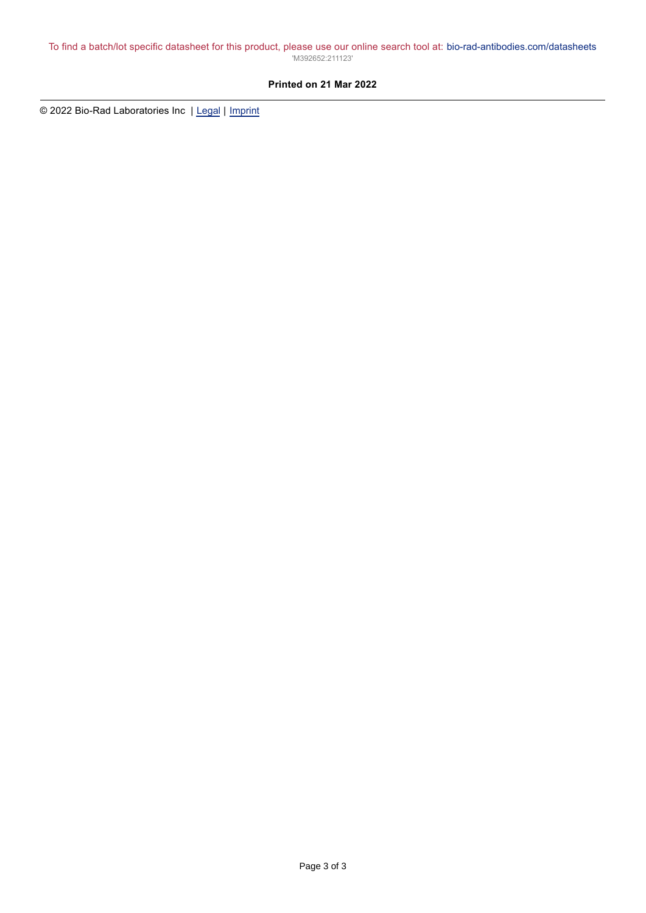To find a batch/lot specific datasheet for this product, please use our online search tool at: bio-rad-antibodies.com/datasheets

'M392652:211123'

**Printed on 21 Mar 2022**

---

© 2022 Bio-Rad Laboratories Inc | Legal | Imprint